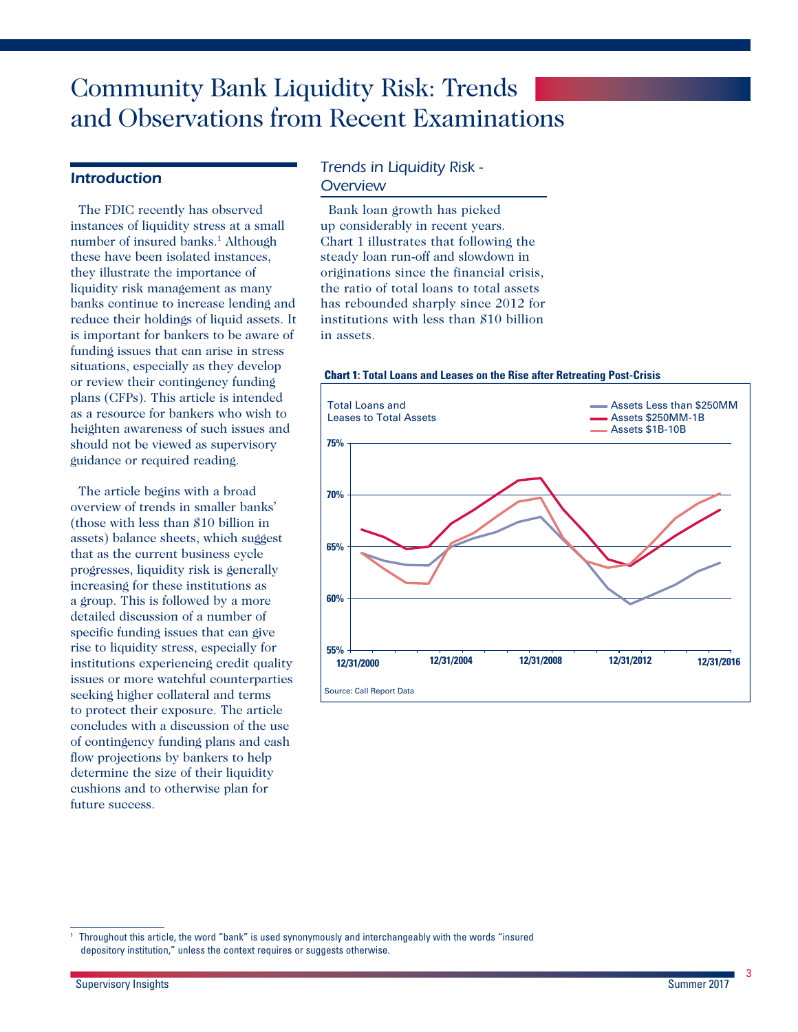# Community Bank Liquidity Risk: Trends and Observations from Recent Examinations

## Introduction

The FDIC recently has observed instances of liquidity stress at a small number of insured banks.[1] Although these have been isolated instances, they illustrate the importance of liquidity risk management as many banks continue to increase lending and reduce their holdings of liquid assets. It is important for bankers to be aware of funding issues that can arise in stress situations, especially as they develop or review their contingency funding plans (CFPs). This article is intended as a resource for bankers who wish to heighten awareness of such issues and should not be viewed as supervisory guidance or required reading.

The article begins with a broad overview of trends in smaller banks' (those with less than $10 billion in assets) balance sheets, which suggest that as the current business cycle progresses, liquidity risk is generally increasing for these institutions as a group. This is followed by a more detailed discussion of a number of specific funding issues that can give rise to liquidity stress, especially for institutions experiencing credit quality issues or more watchful counterparties seeking higher collateral and terms to protect their exposure. The article concludes with a discussion of the use of contingency funding plans and cash flow projections by bankers to help determine the size of their liquidity cushions and to otherwise plan for future success.

## *Trends in Liquidity Risk - Overview*

Bank loan growth has picked up considerably in recent years. Chart 1 illustrates that following the steady loan run-off and slowdown in originations since the financial crisis, the ratio of total loans to total assets has rebounded sharply since 2012 for institutions with less than $10 billion in assets.

**Chart 1: Total Loans and Leases on the Rise after Retreating Post-Crisis**

Total Loans and Leases to Total Assets

- Assets Less than $250MM
- Assets $250MM-1B
- Assets $1B-10B

75%, 70%, 65%, 60%, 55%

12/31/2000, 12/31/2004, 12/31/2008, 12/31/2012, 12/31/2016

Source: Call Report Data

[1] Throughout this article, the word "bank" is used synonymously and interchangeably with the words "insured depository institution," unless the context requires or suggests otherwise.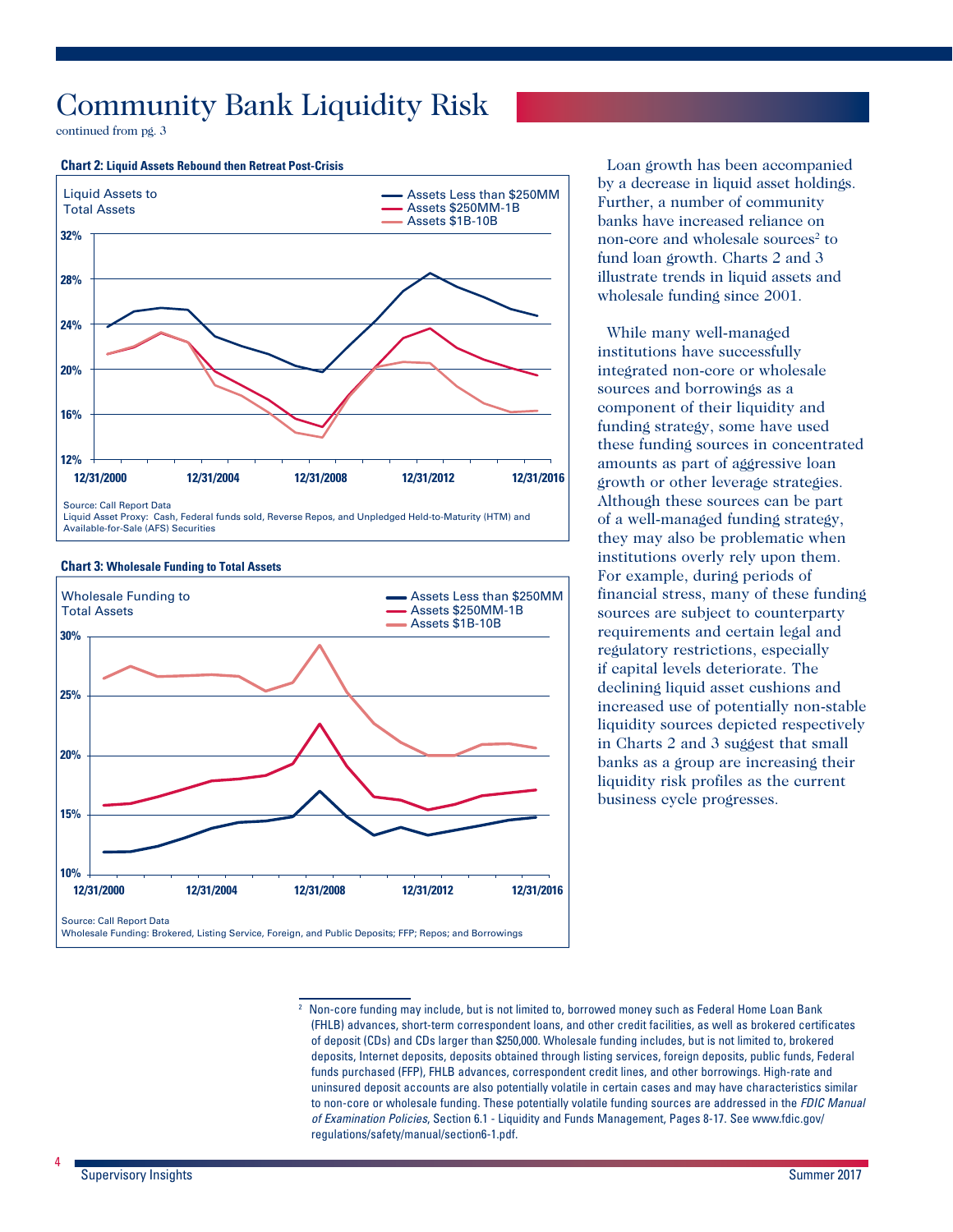# Community Bank Liquidity Risk

continued from pg. 3

**Chart 2: Liquid Assets Rebound then Retreat Post-Crisis**

Liquid Assets to Total Assets

- Assets Less than $250MM
- Assets $250MM-1B
- Assets $1B-10B

Source: Call Report Data
Liquid Asset Proxy: Cash, Federal funds sold, Reverse Repos, and Unpledged Held-to-Maturity (HTM) and Available-for-Sale (AFS) Securities

**Chart 3: Wholesale Funding to Total Assets**

Wholesale Funding to Total Assets

- Assets Less than $250MM
- Assets $250MM-1B
- Assets $1B-10B

Source: Call Report Data
Wholesale Funding: Brokered, Listing Service, Foreign, and Public Deposits; FFP; Repos; and Borrowings

Loan growth has been accompanied by a decrease in liquid asset holdings. Further, a number of community banks have increased reliance on non-core and wholesale sources[2] to fund loan growth. Charts 2 and 3 illustrate trends in liquid assets and wholesale funding since 2001.

While many well-managed institutions have successfully integrated non-core or wholesale sources and borrowings as a component of their liquidity and funding strategy, some have used these funding sources in concentrated amounts as part of aggressive loan growth or other leverage strategies. Although these sources can be part of a well-managed funding strategy, they may also be problematic when institutions overly rely upon them. For example, during periods of financial stress, many of these funding sources are subject to counterparty requirements and certain legal and regulatory restrictions, especially if capital levels deteriorate. The declining liquid asset cushions and increased use of potentially non-stable liquidity sources depicted respectively in Charts 2 and 3 suggest that small banks as a group are increasing their liquidity risk profiles as the current business cycle progresses.

[2] Non-core funding may include, but is not limited to, borrowed money such as Federal Home Loan Bank (FHLB) advances, short-term correspondent loans, and other credit facilities, as well as brokered certificates of deposit (CDs) and CDs larger than $250,000. Wholesale funding includes, but is not limited to, brokered deposits, Internet deposits, deposits obtained through listing services, foreign deposits, public funds, Federal funds purchased (FFP), FHLB advances, correspondent credit lines, and other borrowings. High-rate and uninsured deposit accounts are also potentially volatile in certain cases and may have characteristics similar to non-core or wholesale funding. These potentially volatile funding sources are addressed in the *FDIC Manual of Examination Policies*, Section 6.1 - Liquidity and Funds Management, Pages 8-17. See www.fdic.gov/regulations/safety/manual/section6-1.pdf.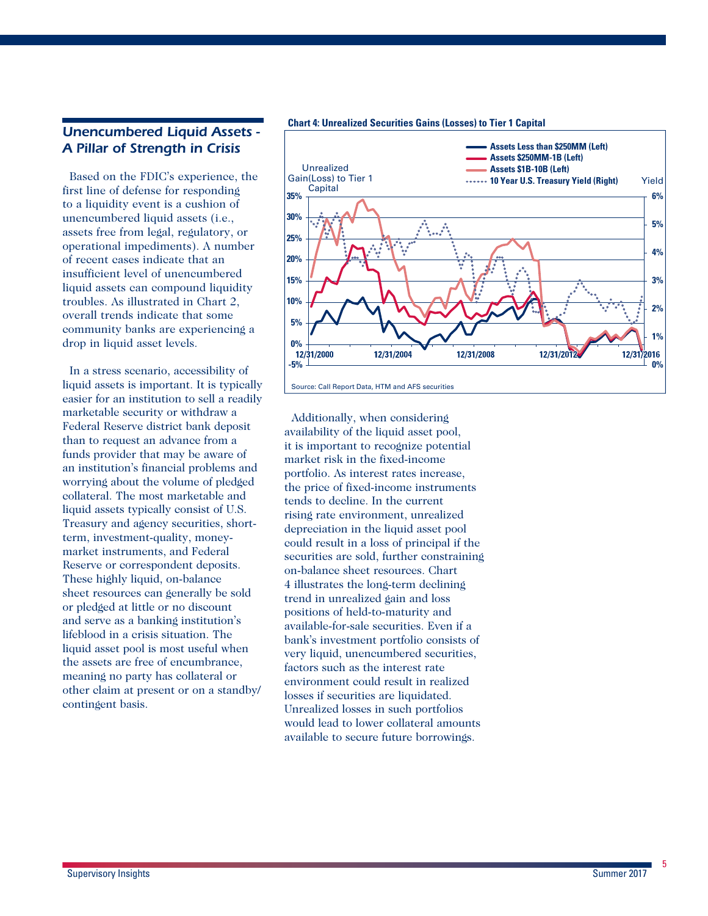## *Unencumbered Liquid Assets - A Pillar of Strength in Crisis*

Based on the FDIC's experience, the first line of defense for responding to a liquidity event is a cushion of unencumbered liquid assets (i.e., assets free from legal, regulatory, or operational impediments). A number of recent cases indicate that an insufficient level of unencumbered liquid assets can compound liquidity troubles. As illustrated in Chart 2, overall trends indicate that some community banks are experiencing a drop in liquid asset levels.

In a stress scenario, accessibility of liquid assets is important. It is typically easier for an institution to sell a readily marketable security or withdraw a Federal Reserve district bank deposit than to request an advance from a funds provider that may be aware of an institution's financial problems and worrying about the volume of pledged collateral. The most marketable and liquid assets typically consist of U.S. Treasury and agency securities, short-term, investment-quality, money-market instruments, and Federal Reserve or correspondent deposits. These highly liquid, on-balance sheet resources can generally be sold or pledged at little or no discount and serve as a banking institution's lifeblood in a crisis situation. The liquid asset pool is most useful when the assets are free of encumbrance, meaning no party has collateral or other claim at present or on a standby/contingent basis.

**Chart 4: Unrealized Securities Gains (Losses) to Tier 1 Capital**

Source: Call Report Data, HTM and AFS securities

Additionally, when considering availability of the liquid asset pool, it is important to recognize potential market risk in the fixed-income portfolio. As interest rates increase, the price of fixed-income instruments tends to decline. In the current rising rate environment, unrealized depreciation in the liquid asset pool could result in a loss of principal if the securities are sold, further constraining on-balance sheet resources. Chart 4 illustrates the long-term declining trend in unrealized gain and loss positions of held-to-maturity and available-for-sale securities. Even if a bank's investment portfolio consists of very liquid, unencumbered securities, factors such as the interest rate environment could result in realized losses if securities are liquidated. Unrealized losses in such portfolios would lead to lower collateral amounts available to secure future borrowings.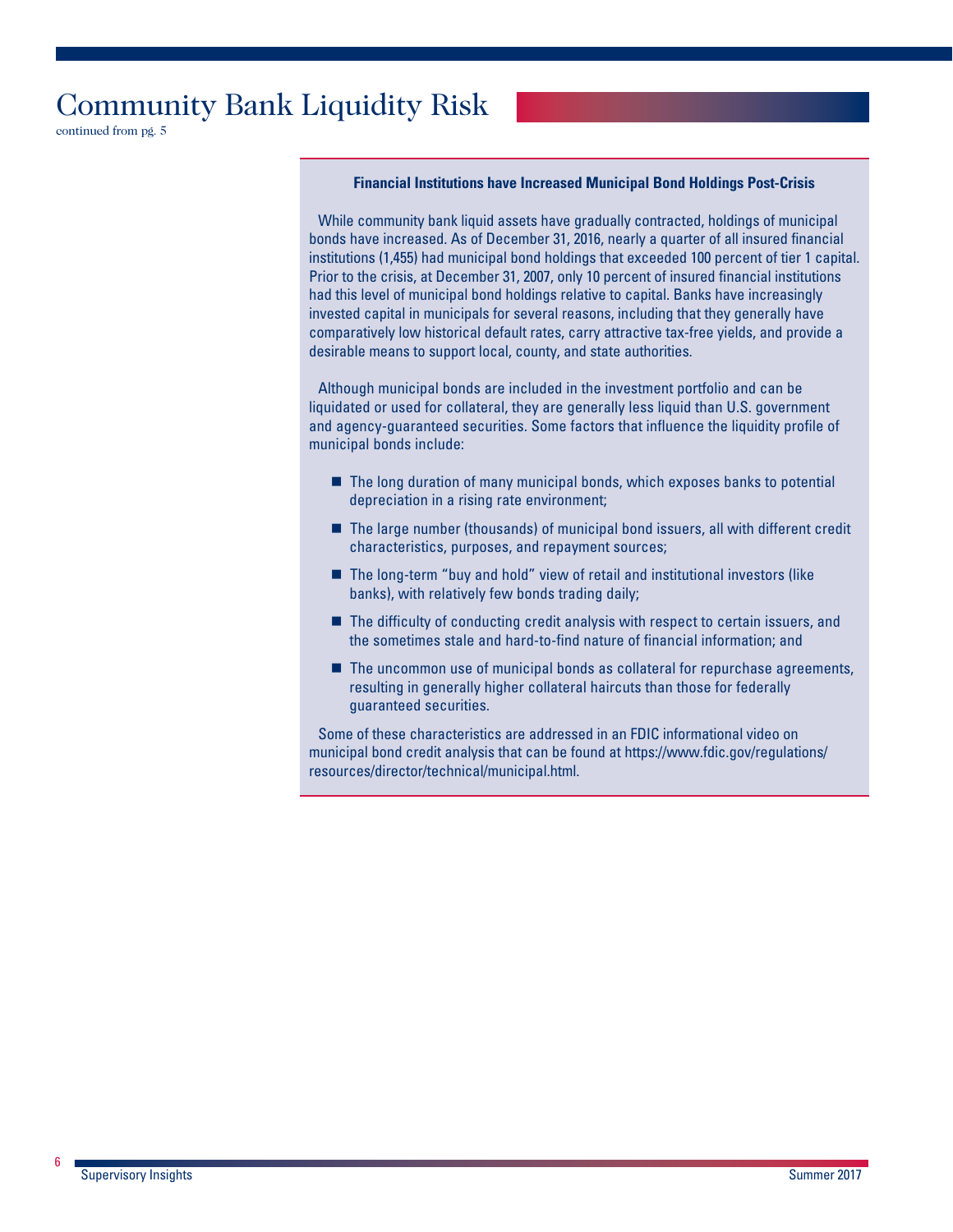# Community Bank Liquidity Risk

continued from pg. 5

### Financial Institutions have Increased Municipal Bond Holdings Post-Crisis

While community bank liquid assets have gradually contracted, holdings of municipal bonds have increased. As of December 31, 2016, nearly a quarter of all insured financial institutions (1,455) had municipal bond holdings that exceeded 100 percent of tier 1 capital. Prior to the crisis, at December 31, 2007, only 10 percent of insured financial institutions had this level of municipal bond holdings relative to capital. Banks have increasingly invested capital in municipals for several reasons, including that they generally have comparatively low historical default rates, carry attractive tax-free yields, and provide a desirable means to support local, county, and state authorities.

Although municipal bonds are included in the investment portfolio and can be liquidated or used for collateral, they are generally less liquid than U.S. government and agency-guaranteed securities. Some factors that influence the liquidity profile of municipal bonds include:

- The long duration of many municipal bonds, which exposes banks to potential depreciation in a rising rate environment;
- The large number (thousands) of municipal bond issuers, all with different credit characteristics, purposes, and repayment sources;
- The long-term "buy and hold" view of retail and institutional investors (like banks), with relatively few bonds trading daily;
- The difficulty of conducting credit analysis with respect to certain issuers, and the sometimes stale and hard-to-find nature of financial information; and
- The uncommon use of municipal bonds as collateral for repurchase agreements, resulting in generally higher collateral haircuts than those for federally guaranteed securities.

Some of these characteristics are addressed in an FDIC informational video on municipal bond credit analysis that can be found at https://www.fdic.gov/regulations/resources/director/technical/municipal.html.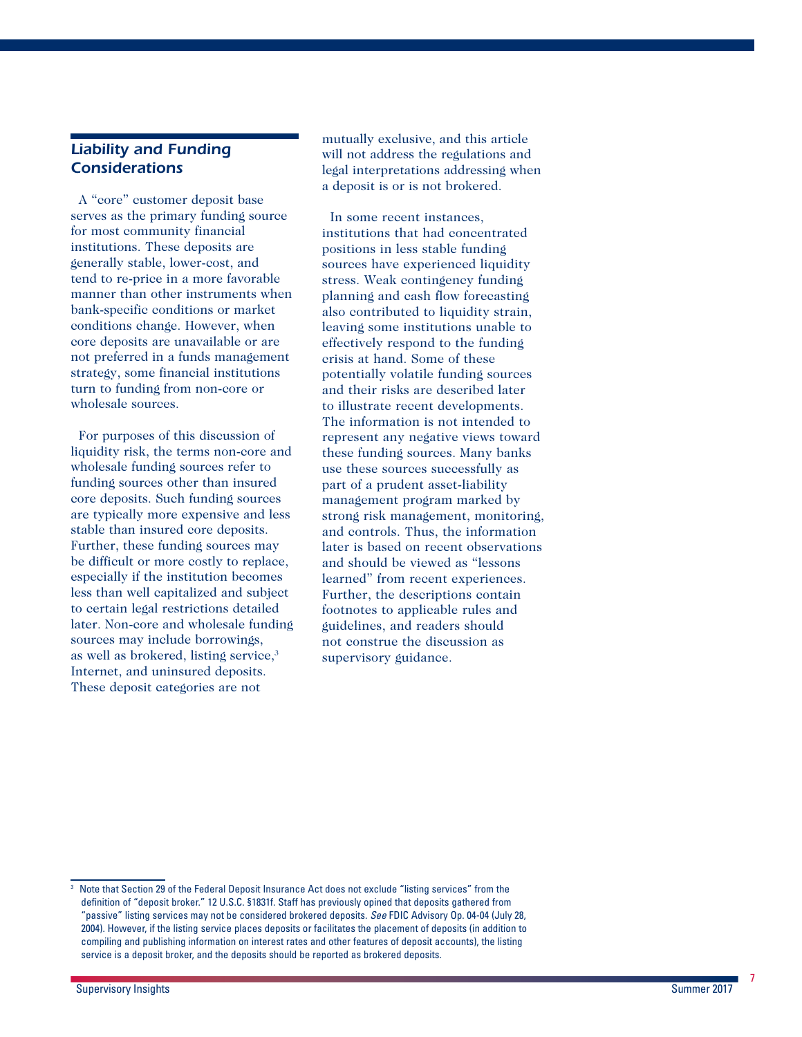## *Liability and Funding Considerations*

A "core" customer deposit base serves as the primary funding source for most community financial institutions. These deposits are generally stable, lower-cost, and tend to re-price in a more favorable manner than other instruments when bank-specific conditions or market conditions change. However, when core deposits are unavailable or are not preferred in a funds management strategy, some financial institutions turn to funding from non-core or wholesale sources.

For purposes of this discussion of liquidity risk, the terms non-core and wholesale funding sources refer to funding sources other than insured core deposits. Such funding sources are typically more expensive and less stable than insured core deposits. Further, these funding sources may be difficult or more costly to replace, especially if the institution becomes less than well capitalized and subject to certain legal restrictions detailed later. Non-core and wholesale funding sources may include borrowings, as well as brokered, listing service,[3] Internet, and uninsured deposits. These deposit categories are not mutually exclusive, and this article will not address the regulations and legal interpretations addressing when a deposit is or is not brokered.

In some recent instances, institutions that had concentrated positions in less stable funding sources have experienced liquidity stress. Weak contingency funding planning and cash flow forecasting also contributed to liquidity strain, leaving some institutions unable to effectively respond to the funding crisis at hand. Some of these potentially volatile funding sources and their risks are described later to illustrate recent developments. The information is not intended to represent any negative views toward these funding sources. Many banks use these sources successfully as part of a prudent asset-liability management program marked by strong risk management, monitoring, and controls. Thus, the information later is based on recent observations and should be viewed as "lessons learned" from recent experiences. Further, the descriptions contain footnotes to applicable rules and guidelines, and readers should not construe the discussion as supervisory guidance.

---

[3] Note that Section 29 of the Federal Deposit Insurance Act does not exclude "listing services" from the definition of "deposit broker." 12 U.S.C. §1831f. Staff has previously opined that deposits gathered from "passive" listing services may not be considered brokered deposits. *See* FDIC Advisory Op. 04-04 (July 28, 2004). However, if the listing service places deposits or facilitates the placement of deposits (in addition to compiling and publishing information on interest rates and other features of deposit accounts), the listing service is a deposit broker, and the deposits should be reported as brokered deposits.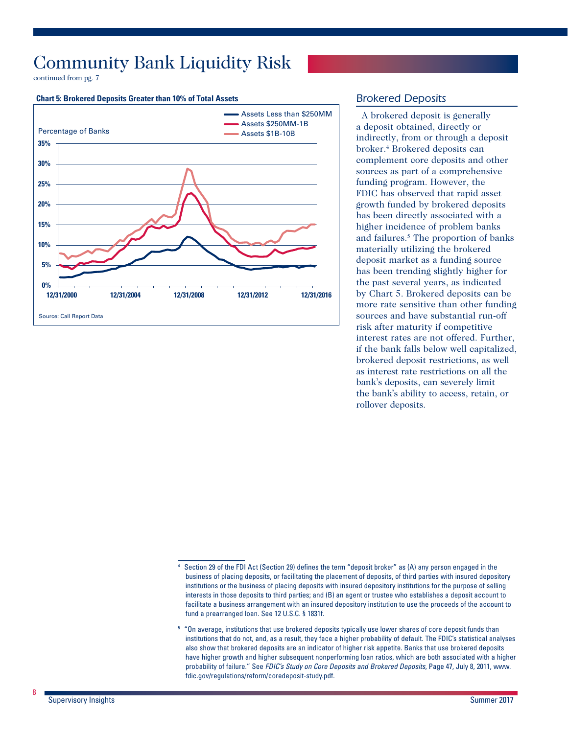# Community Bank Liquidity Risk

continued from pg. 7

**Chart 5: Brokered Deposits Greater than 10% of Total Assets**

Percentage of Banks

- Assets Less than $250MM
- Assets $250MM-1B
- Assets $1B-10B

Source: Call Report Data

## Brokered Deposits

A brokered deposit is generally a deposit obtained, directly or indirectly, from or through a deposit broker.[4] Brokered deposits can complement core deposits and other sources as part of a comprehensive funding program. However, the FDIC has observed that rapid asset growth funded by brokered deposits has been directly associated with a higher incidence of problem banks and failures.[5] The proportion of banks materially utilizing the brokered deposit market as a funding source has been trending slightly higher for the past several years, as indicated by Chart 5. Brokered deposits can be more rate sensitive than other funding sources and have substantial run-off risk after maturity if competitive interest rates are not offered. Further, if the bank falls below well capitalized, brokered deposit restrictions, as well as interest rate restrictions on all the bank's deposits, can severely limit the bank's ability to access, retain, or rollover deposits.

---

[4] Section 29 of the FDI Act (Section 29) defines the term "deposit broker" as (A) any person engaged in the business of placing deposits, or facilitating the placement of deposits, of third parties with insured depository institutions or the business of placing deposits with insured depository institutions for the purpose of selling interests in those deposits to third parties; and (B) an agent or trustee who establishes a deposit account to facilitate a business arrangement with an insured depository institution to use the proceeds of the account to fund a prearranged loan. See 12 U.S.C. § 1831f.

[5] "On average, institutions that use brokered deposits typically use lower shares of core deposit funds than institutions that do not, and, as a result, they face a higher probability of default. The FDIC's statistical analyses also show that brokered deposits are an indicator of higher risk appetite. Banks that use brokered deposits have higher growth and higher subsequent nonperforming loan ratios, which are both associated with a higher probability of failure." See *FDIC's Study on Core Deposits and Brokered Deposits*, Page 47, July 8, 2011, www.fdic.gov/regulations/reform/coredeposit-study.pdf.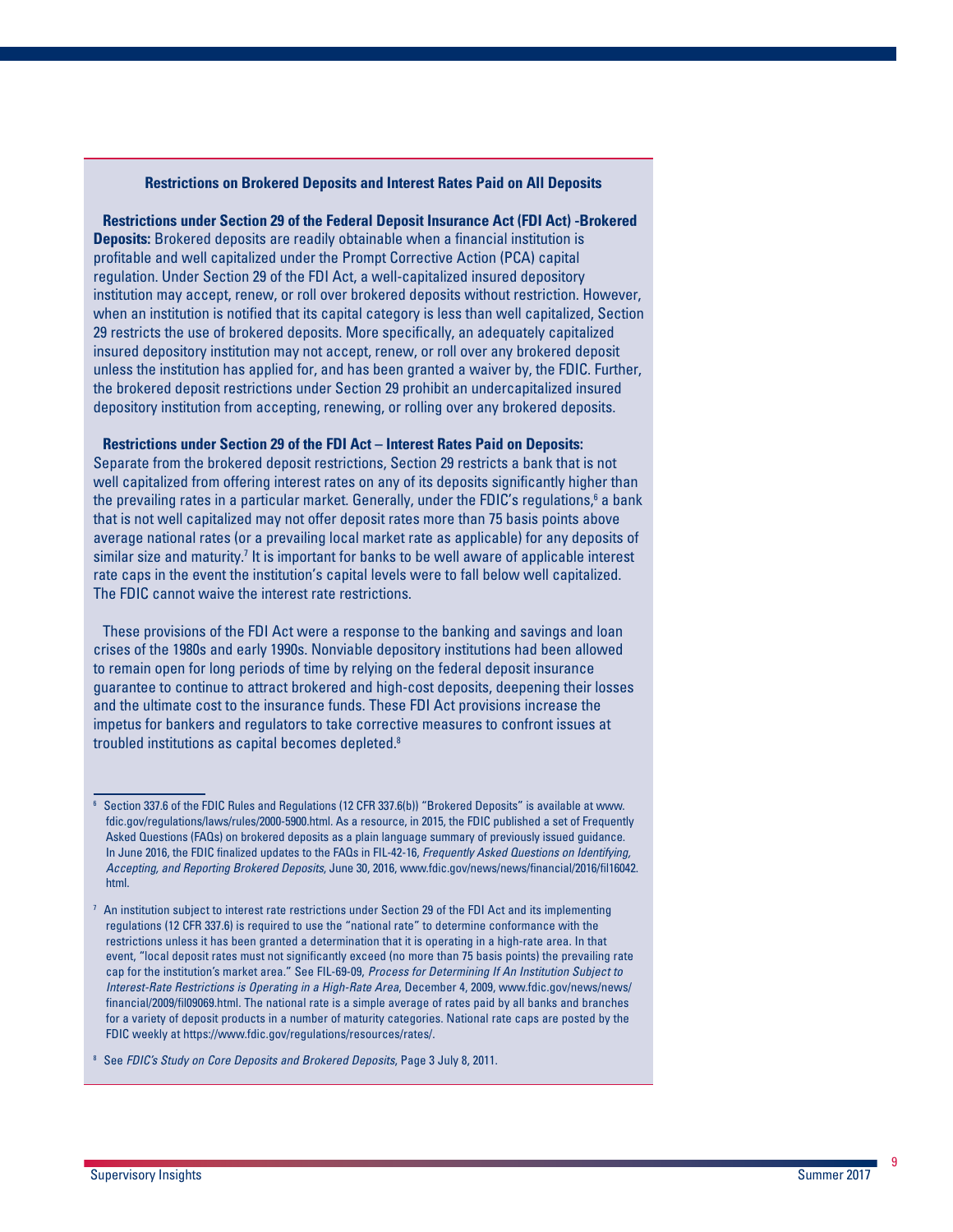### Restrictions on Brokered Deposits and Interest Rates Paid on All Deposits

**Restrictions under Section 29 of the Federal Deposit Insurance Act (FDI Act) -Brokered Deposits:** Brokered deposits are readily obtainable when a financial institution is profitable and well capitalized under the Prompt Corrective Action (PCA) capital regulation. Under Section 29 of the FDI Act, a well-capitalized insured depository institution may accept, renew, or roll over brokered deposits without restriction. However, when an institution is notified that its capital category is less than well capitalized, Section 29 restricts the use of brokered deposits. More specifically, an adequately capitalized insured depository institution may not accept, renew, or roll over any brokered deposit unless the institution has applied for, and has been granted a waiver by, the FDIC. Further, the brokered deposit restrictions under Section 29 prohibit an undercapitalized insured depository institution from accepting, renewing, or rolling over any brokered deposits.

**Restrictions under Section 29 of the FDI Act – Interest Rates Paid on Deposits:** Separate from the brokered deposit restrictions, Section 29 restricts a bank that is not well capitalized from offering interest rates on any of its deposits significantly higher than the prevailing rates in a particular market. Generally, under the FDIC's regulations,[6] a bank that is not well capitalized may not offer deposit rates more than 75 basis points above average national rates (or a prevailing local market rate as applicable) for any deposits of similar size and maturity.[7] It is important for banks to be well aware of applicable interest rate caps in the event the institution's capital levels were to fall below well capitalized. The FDIC cannot waive the interest rate restrictions.

These provisions of the FDI Act were a response to the banking and savings and loan crises of the 1980s and early 1990s. Nonviable depository institutions had been allowed to remain open for long periods of time by relying on the federal deposit insurance guarantee to continue to attract brokered and high-cost deposits, deepening their losses and the ultimate cost to the insurance funds. These FDI Act provisions increase the impetus for bankers and regulators to take corrective measures to confront issues at troubled institutions as capital becomes depleted.[8]

---

[6] Section 337.6 of the FDIC Rules and Regulations (12 CFR 337.6(b)) "Brokered Deposits" is available at www.fdic.gov/regulations/laws/rules/2000-5900.html. As a resource, in 2015, the FDIC published a set of Frequently Asked Questions (FAQs) on brokered deposits as a plain language summary of previously issued guidance. In June 2016, the FDIC finalized updates to the FAQs in FIL-42-16, *Frequently Asked Questions on Identifying, Accepting, and Reporting Brokered Deposits*, June 30, 2016, www.fdic.gov/news/news/financial/2016/fil16042.html.

[7] An institution subject to interest rate restrictions under Section 29 of the FDI Act and its implementing regulations (12 CFR 337.6) is required to use the "national rate" to determine conformance with the restrictions unless it has been granted a determination that it is operating in a high-rate area. In that event, "local deposit rates must not significantly exceed (no more than 75 basis points) the prevailing rate cap for the institution's market area." See FIL-69-09, *Process for Determining If An Institution Subject to Interest-Rate Restrictions is Operating in a High-Rate Area*, December 4, 2009, www.fdic.gov/news/news/financial/2009/fil09069.html. The national rate is a simple average of rates paid by all banks and branches for a variety of deposit products in a number of maturity categories. National rate caps are posted by the FDIC weekly at https://www.fdic.gov/regulations/resources/rates/.

[8] See *FDIC's Study on Core Deposits and Brokered Deposits*, Page 3 July 8, 2011.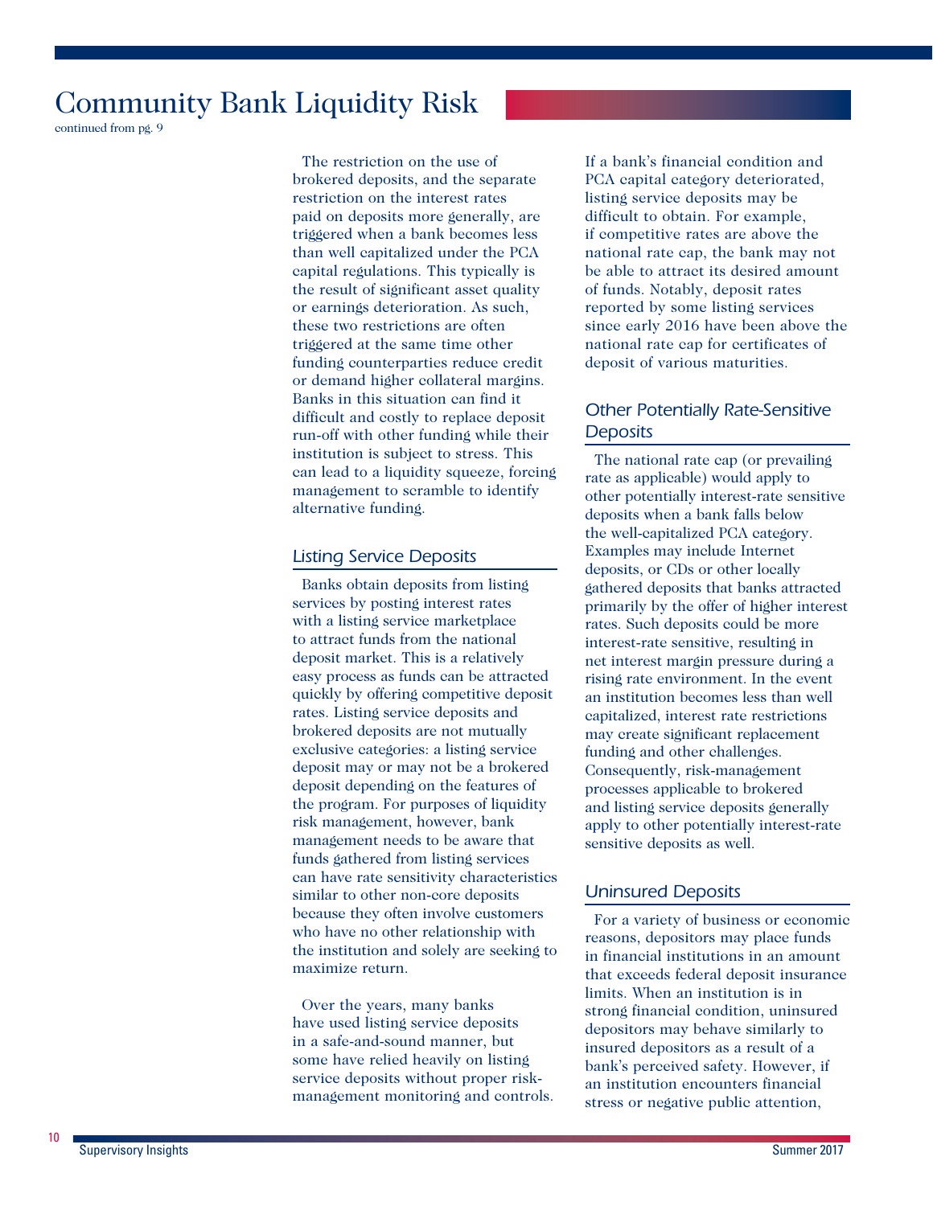# Community Bank Liquidity Risk

continued from pg. 9

The restriction on the use of brokered deposits, and the separate restriction on the interest rates paid on deposits more generally, are triggered when a bank becomes less than well capitalized under the PCA capital regulations. This typically is the result of significant asset quality or earnings deterioration. As such, these two restrictions are often triggered at the same time other funding counterparties reduce credit or demand higher collateral margins. Banks in this situation can find it difficult and costly to replace deposit run-off with other funding while their institution is subject to stress. This can lead to a liquidity squeeze, forcing management to scramble to identify alternative funding.

## Listing Service Deposits

Banks obtain deposits from listing services by posting interest rates with a listing service marketplace to attract funds from the national deposit market. This is a relatively easy process as funds can be attracted quickly by offering competitive deposit rates. Listing service deposits and brokered deposits are not mutually exclusive categories: a listing service deposit may or may not be a brokered deposit depending on the features of the program. For purposes of liquidity risk management, however, bank management needs to be aware that funds gathered from listing services can have rate sensitivity characteristics similar to other non-core deposits because they often involve customers who have no other relationship with the institution and solely are seeking to maximize return.

Over the years, many banks have used listing service deposits in a safe-and-sound manner, but some have relied heavily on listing service deposits without proper risk-management monitoring and controls. If a bank's financial condition and PCA capital category deteriorated, listing service deposits may be difficult to obtain. For example, if competitive rates are above the national rate cap, the bank may not be able to attract its desired amount of funds. Notably, deposit rates reported by some listing services since early 2016 have been above the national rate cap for certificates of deposit of various maturities.

## Other Potentially Rate-Sensitive Deposits

The national rate cap (or prevailing rate as applicable) would apply to other potentially interest-rate sensitive deposits when a bank falls below the well-capitalized PCA category. Examples may include Internet deposits, or CDs or other locally gathered deposits that banks attracted primarily by the offer of higher interest rates. Such deposits could be more interest-rate sensitive, resulting in net interest margin pressure during a rising rate environment. In the event an institution becomes less than well capitalized, interest rate restrictions may create significant replacement funding and other challenges. Consequently, risk-management processes applicable to brokered and listing service deposits generally apply to other potentially interest-rate sensitive deposits as well.

## Uninsured Deposits

For a variety of business or economic reasons, depositors may place funds in financial institutions in an amount that exceeds federal deposit insurance limits. When an institution is in strong financial condition, uninsured depositors may behave similarly to insured depositors as a result of a bank's perceived safety. However, if an institution encounters financial stress or negative public attention,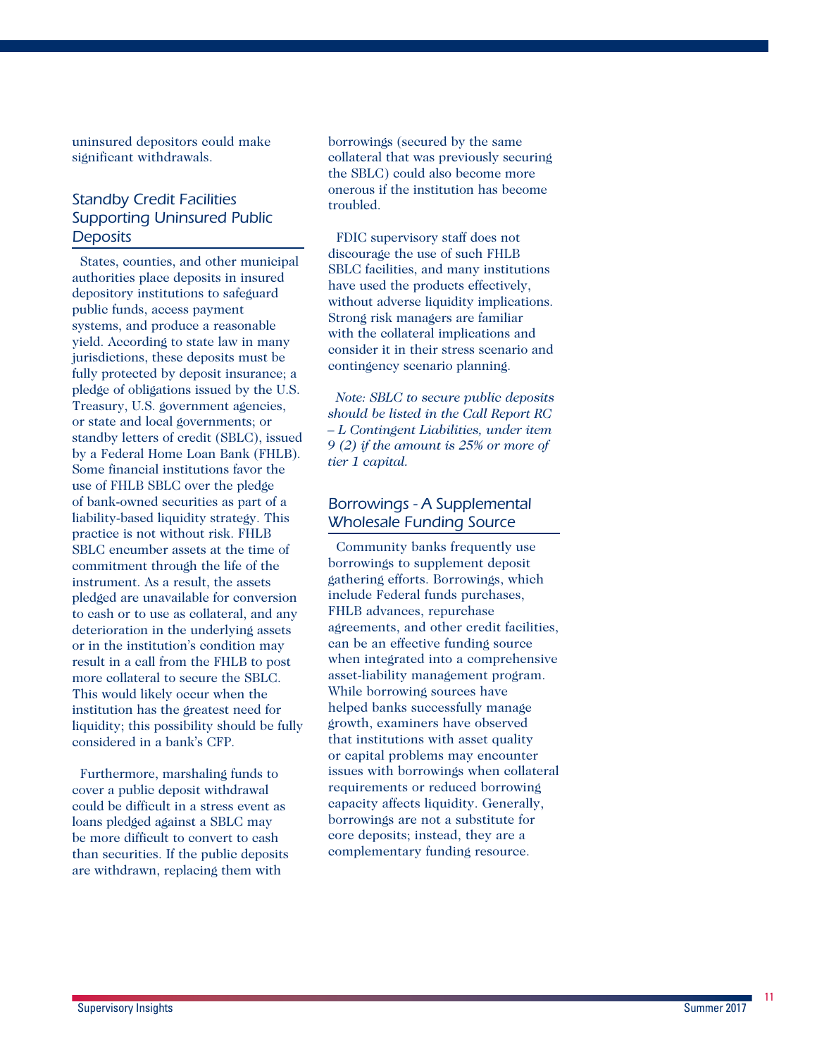uninsured depositors could make significant withdrawals.

### Standby Credit Facilities Supporting Uninsured Public Deposits

States, counties, and other municipal authorities place deposits in insured depository institutions to safeguard public funds, access payment systems, and produce a reasonable yield. According to state law in many jurisdictions, these deposits must be fully protected by deposit insurance; a pledge of obligations issued by the U.S. Treasury, U.S. government agencies, or state and local governments; or standby letters of credit (SBLC), issued by a Federal Home Loan Bank (FHLB). Some financial institutions favor the use of FHLB SBLC over the pledge of bank-owned securities as part of a liability-based liquidity strategy. This practice is not without risk. FHLB SBLC encumber assets at the time of commitment through the life of the instrument. As a result, the assets pledged are unavailable for conversion to cash or to use as collateral, and any deterioration in the underlying assets or in the institution's condition may result in a call from the FHLB to post more collateral to secure the SBLC. This would likely occur when the institution has the greatest need for liquidity; this possibility should be fully considered in a bank's CFP.

Furthermore, marshaling funds to cover a public deposit withdrawal could be difficult in a stress event as loans pledged against a SBLC may be more difficult to convert to cash than securities. If the public deposits are withdrawn, replacing them with borrowings (secured by the same collateral that was previously securing the SBLC) could also become more onerous if the institution has become troubled.

FDIC supervisory staff does not discourage the use of such FHLB SBLC facilities, and many institutions have used the products effectively, without adverse liquidity implications. Strong risk managers are familiar with the collateral implications and consider it in their stress scenario and contingency scenario planning.

*Note: SBLC to secure public deposits should be listed in the Call Report RC – L Contingent Liabilities, under item 9 (2) if the amount is 25% or more of tier 1 capital.*

### Borrowings - A Supplemental Wholesale Funding Source

Community banks frequently use borrowings to supplement deposit gathering efforts. Borrowings, which include Federal funds purchases, FHLB advances, repurchase agreements, and other credit facilities, can be an effective funding source when integrated into a comprehensive asset-liability management program. While borrowing sources have helped banks successfully manage growth, examiners have observed that institutions with asset quality or capital problems may encounter issues with borrowings when collateral requirements or reduced borrowing capacity affects liquidity. Generally, borrowings are not a substitute for core deposits; instead, they are a complementary funding resource.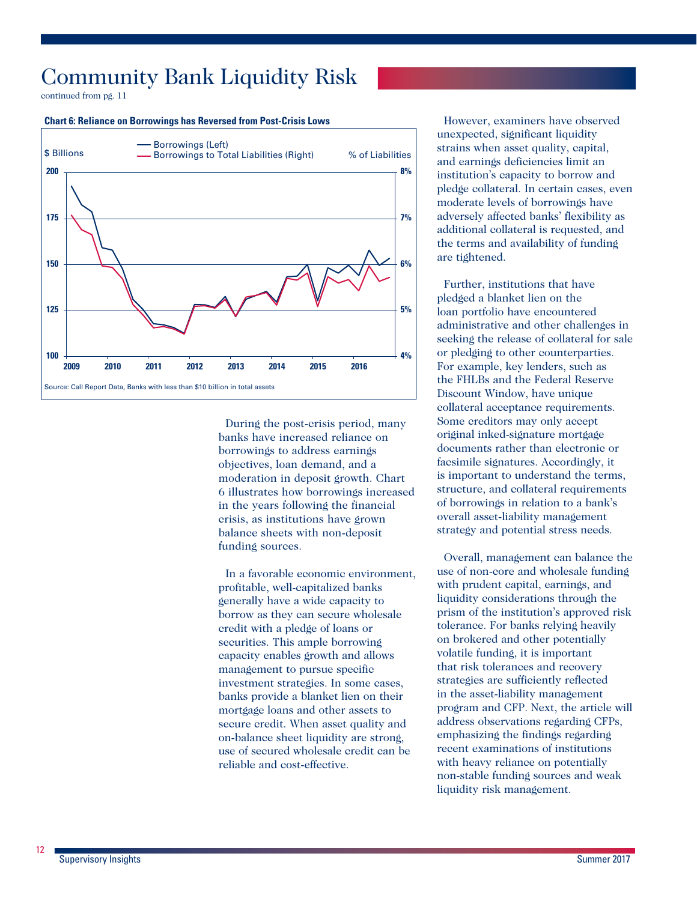# Community Bank Liquidity Risk

continued from pg. 11

**Chart 6: Reliance on Borrowings has Reversed from Post-Crisis Lows**

Source: Call Report Data, Banks with less than $10 billion in total assets

During the post-crisis period, many banks have increased reliance on borrowings to address earnings objectives, loan demand, and a moderation in deposit growth. Chart 6 illustrates how borrowings increased in the years following the financial crisis, as institutions have grown balance sheets with non-deposit funding sources.

In a favorable economic environment, profitable, well-capitalized banks generally have a wide capacity to borrow as they can secure wholesale credit with a pledge of loans or securities. This ample borrowing capacity enables growth and allows management to pursue specific investment strategies. In some cases, banks provide a blanket lien on their mortgage loans and other assets to secure credit. When asset quality and on-balance sheet liquidity are strong, use of secured wholesale credit can be reliable and cost-effective.

However, examiners have observed unexpected, significant liquidity strains when asset quality, capital, and earnings deficiencies limit an institution's capacity to borrow and pledge collateral. In certain cases, even moderate levels of borrowings have adversely affected banks' flexibility as additional collateral is requested, and the terms and availability of funding are tightened.

Further, institutions that have pledged a blanket lien on the loan portfolio have encountered administrative and other challenges in seeking the release of collateral for sale or pledging to other counterparties. For example, key lenders, such as the FHLBs and the Federal Reserve Discount Window, have unique collateral acceptance requirements. Some creditors may only accept original inked-signature mortgage documents rather than electronic or facsimile signatures. Accordingly, it is important to understand the terms, structure, and collateral requirements of borrowings in relation to a bank's overall asset-liability management strategy and potential stress needs.

Overall, management can balance the use of non-core and wholesale funding with prudent capital, earnings, and liquidity considerations through the prism of the institution's approved risk tolerance. For banks relying heavily on brokered and other potentially volatile funding, it is important that risk tolerances and recovery strategies are sufficiently reflected in the asset-liability management program and CFP. Next, the article will address observations regarding CFPs, emphasizing the findings regarding recent examinations of institutions with heavy reliance on potentially non-stable funding sources and weak liquidity risk management.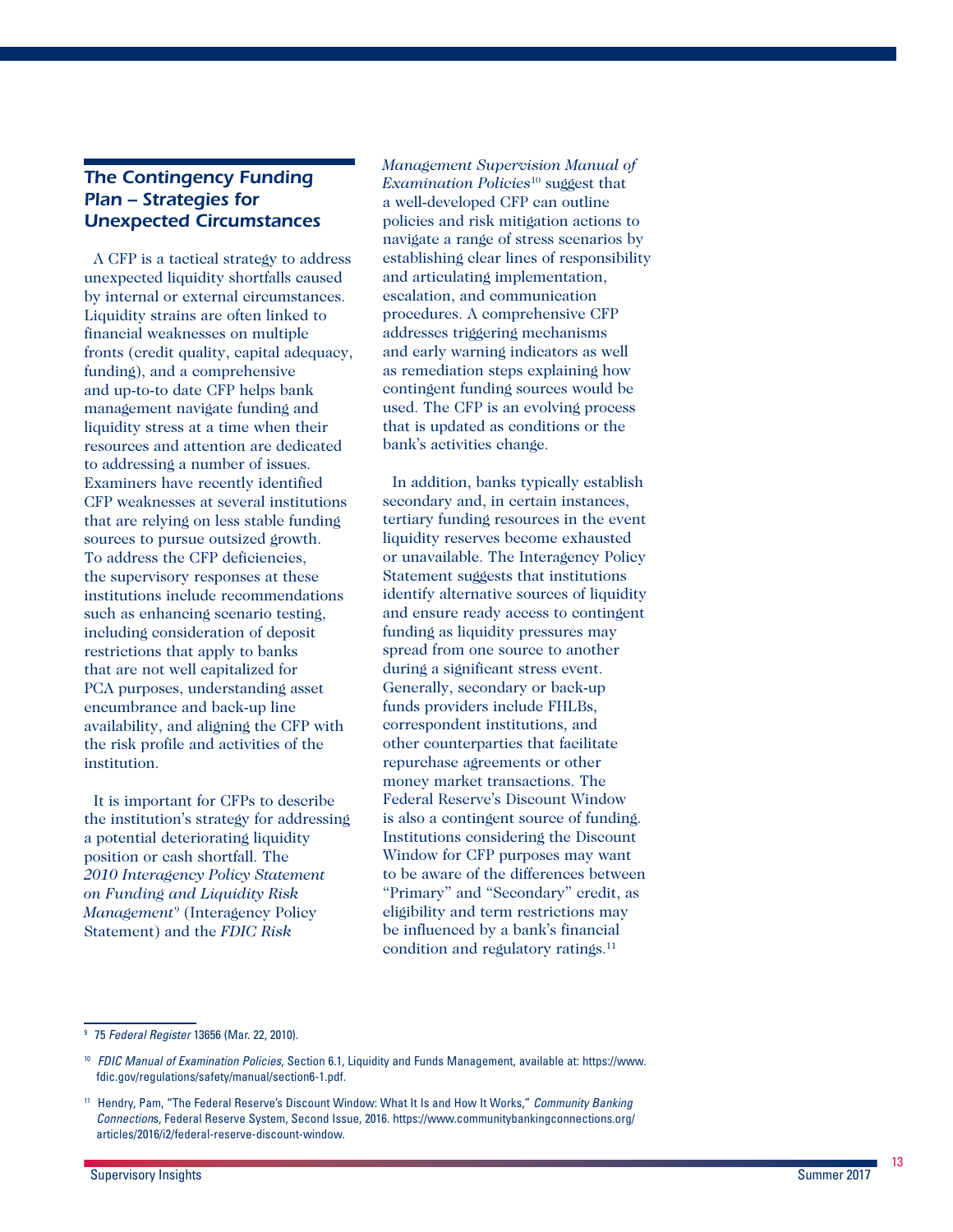## The Contingency Funding Plan – Strategies for Unexpected Circumstances

A CFP is a tactical strategy to address unexpected liquidity shortfalls caused by internal or external circumstances. Liquidity strains are often linked to financial weaknesses on multiple fronts (credit quality, capital adequacy, funding), and a comprehensive and up-to-to date CFP helps bank management navigate funding and liquidity stress at a time when their resources and attention are dedicated to addressing a number of issues. Examiners have recently identified CFP weaknesses at several institutions that are relying on less stable funding sources to pursue outsized growth. To address the CFP deficiencies, the supervisory responses at these institutions include recommendations such as enhancing scenario testing, including consideration of deposit restrictions that apply to banks that are not well capitalized for PCA purposes, understanding asset encumbrance and back-up line availability, and aligning the CFP with the risk profile and activities of the institution.

It is important for CFPs to describe the institution's strategy for addressing a potential deteriorating liquidity position or cash shortfall. The *2010 Interagency Policy Statement on Funding and Liquidity Risk Management*[9] (Interagency Policy Statement) and the *FDIC Risk Management Supervision Manual of Examination Policies*[10] suggest that a well-developed CFP can outline policies and risk mitigation actions to navigate a range of stress scenarios by establishing clear lines of responsibility and articulating implementation, escalation, and communication procedures. A comprehensive CFP addresses triggering mechanisms and early warning indicators as well as remediation steps explaining how contingent funding sources would be used. The CFP is an evolving process that is updated as conditions or the bank's activities change.

In addition, banks typically establish secondary and, in certain instances, tertiary funding resources in the event liquidity reserves become exhausted or unavailable. The Interagency Policy Statement suggests that institutions identify alternative sources of liquidity and ensure ready access to contingent funding as liquidity pressures may spread from one source to another during a significant stress event. Generally, secondary or back-up funds providers include FHLBs, correspondent institutions, and other counterparties that facilitate repurchase agreements or other money market transactions. The Federal Reserve's Discount Window is also a contingent source of funding. Institutions considering the Discount Window for CFP purposes may want to be aware of the differences between "Primary" and "Secondary" credit, as eligibility and term restrictions may be influenced by a bank's financial condition and regulatory ratings.[11]

---

[9] 75 *Federal Register* 13656 (Mar. 22, 2010).

[10] *FDIC Manual of Examination Policies*, Section 6.1, Liquidity and Funds Management, available at: https://www.fdic.gov/regulations/safety/manual/section6-1.pdf.

[11] Hendry, Pam, "The Federal Reserve's Discount Window: What It Is and How It Works," *Community Banking Connections*, Federal Reserve System, Second Issue, 2016. https://www.communitybankingconnections.org/articles/2016/i2/federal-reserve-discount-window.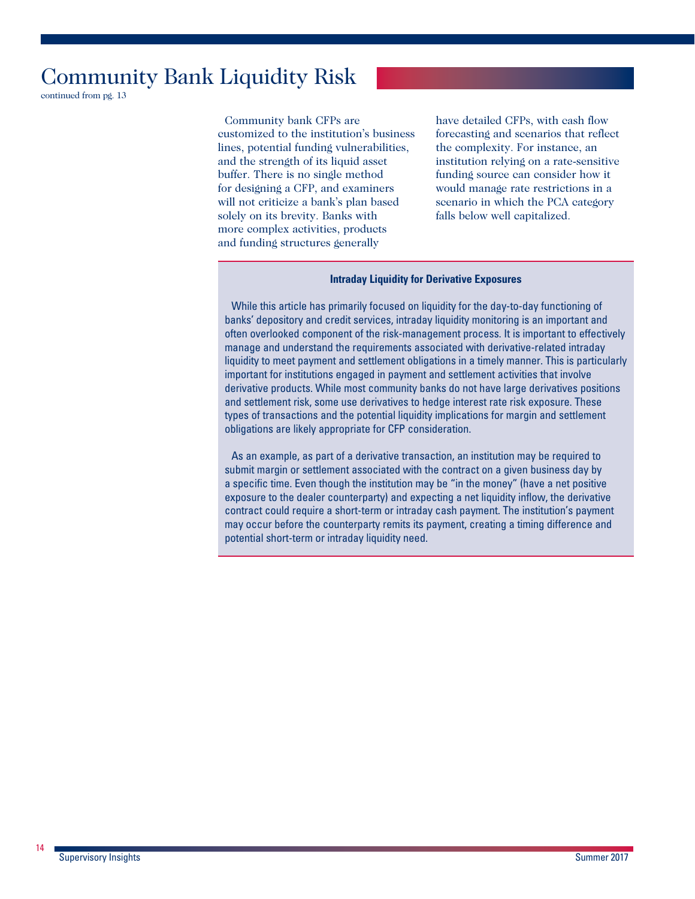# Community Bank Liquidity Risk

continued from pg. 13

Community bank CFPs are customized to the institution's business lines, potential funding vulnerabilities, and the strength of its liquid asset buffer. There is no single method for designing a CFP, and examiners will not criticize a bank's plan based solely on its brevity. Banks with more complex activities, products and funding structures generally have detailed CFPs, with cash flow forecasting and scenarios that reflect the complexity. For instance, an institution relying on a rate-sensitive funding source can consider how it would manage rate restrictions in a scenario in which the PCA category falls below well capitalized.

**Intraday Liquidity for Derivative Exposures**

While this article has primarily focused on liquidity for the day-to-day functioning of banks' depository and credit services, intraday liquidity monitoring is an important and often overlooked component of the risk-management process. It is important to effectively manage and understand the requirements associated with derivative-related intraday liquidity to meet payment and settlement obligations in a timely manner. This is particularly important for institutions engaged in payment and settlement activities that involve derivative products. While most community banks do not have large derivatives positions and settlement risk, some use derivatives to hedge interest rate risk exposure. These types of transactions and the potential liquidity implications for margin and settlement obligations are likely appropriate for CFP consideration.

As an example, as part of a derivative transaction, an institution may be required to submit margin or settlement associated with the contract on a given business day by a specific time. Even though the institution may be "in the money" (have a net positive exposure to the dealer counterparty) and expecting a net liquidity inflow, the derivative contract could require a short-term or intraday cash payment. The institution's payment may occur before the counterparty remits its payment, creating a timing difference and potential short-term or intraday liquidity need.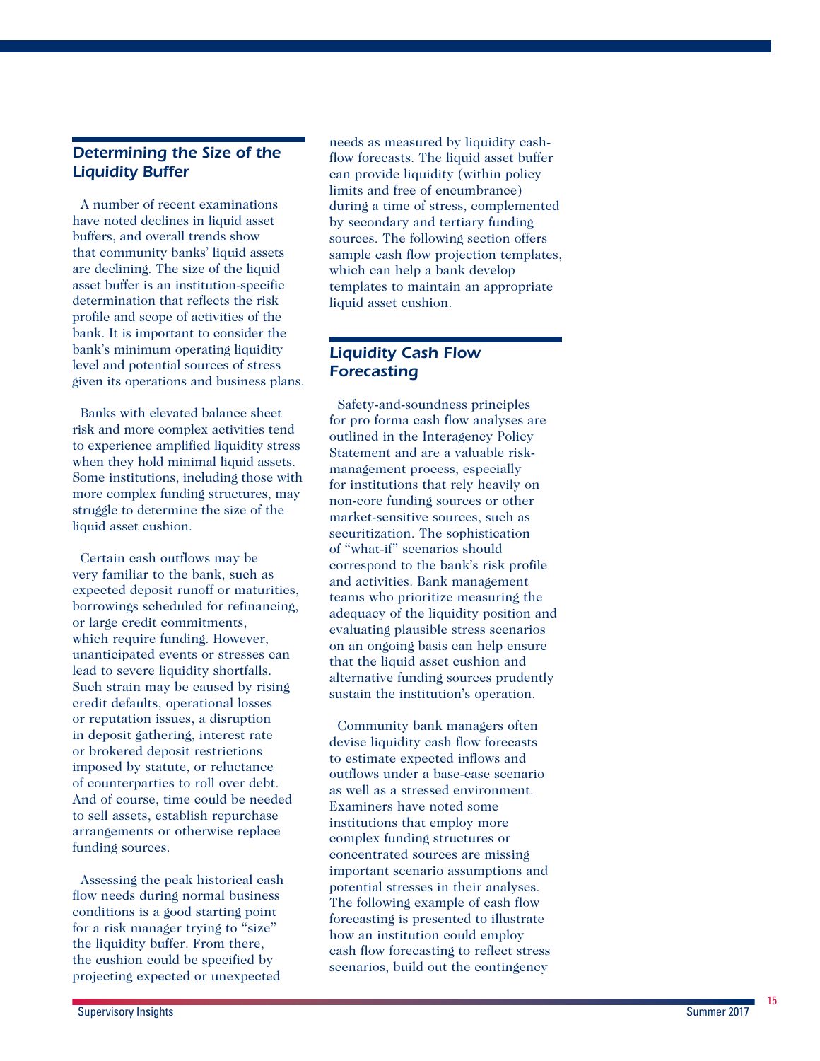### *Determining the Size of the Liquidity Buffer*

A number of recent examinations have noted declines in liquid asset buffers, and overall trends show that community banks' liquid assets are declining. The size of the liquid asset buffer is an institution-specific determination that reflects the risk profile and scope of activities of the bank. It is important to consider the bank's minimum operating liquidity level and potential sources of stress given its operations and business plans.

Banks with elevated balance sheet risk and more complex activities tend to experience amplified liquidity stress when they hold minimal liquid assets. Some institutions, including those with more complex funding structures, may struggle to determine the size of the liquid asset cushion.

Certain cash outflows may be very familiar to the bank, such as expected deposit runoff or maturities, borrowings scheduled for refinancing, or large credit commitments, which require funding. However, unanticipated events or stresses can lead to severe liquidity shortfalls. Such strain may be caused by rising credit defaults, operational losses or reputation issues, a disruption in deposit gathering, interest rate or brokered deposit restrictions imposed by statute, or reluctance of counterparties to roll over debt. And of course, time could be needed to sell assets, establish repurchase arrangements or otherwise replace funding sources.

Assessing the peak historical cash flow needs during normal business conditions is a good starting point for a risk manager trying to "size" the liquidity buffer. From there, the cushion could be specified by projecting expected or unexpected needs as measured by liquidity cash-flow forecasts. The liquid asset buffer can provide liquidity (within policy limits and free of encumbrance) during a time of stress, complemented by secondary and tertiary funding sources. The following section offers sample cash flow projection templates, which can help a bank develop templates to maintain an appropriate liquid asset cushion.

### *Liquidity Cash Flow Forecasting*

Safety-and-soundness principles for pro forma cash flow analyses are outlined in the Interagency Policy Statement and are a valuable risk-management process, especially for institutions that rely heavily on non-core funding sources or other market-sensitive sources, such as securitization. The sophistication of "what-if" scenarios should correspond to the bank's risk profile and activities. Bank management teams who prioritize measuring the adequacy of the liquidity position and evaluating plausible stress scenarios on an ongoing basis can help ensure that the liquid asset cushion and alternative funding sources prudently sustain the institution's operation.

Community bank managers often devise liquidity cash flow forecasts to estimate expected inflows and outflows under a base-case scenario as well as a stressed environment. Examiners have noted some institutions that employ more complex funding structures or concentrated sources are missing important scenario assumptions and potential stresses in their analyses. The following example of cash flow forecasting is presented to illustrate how an institution could employ cash flow forecasting to reflect stress scenarios, build out the contingency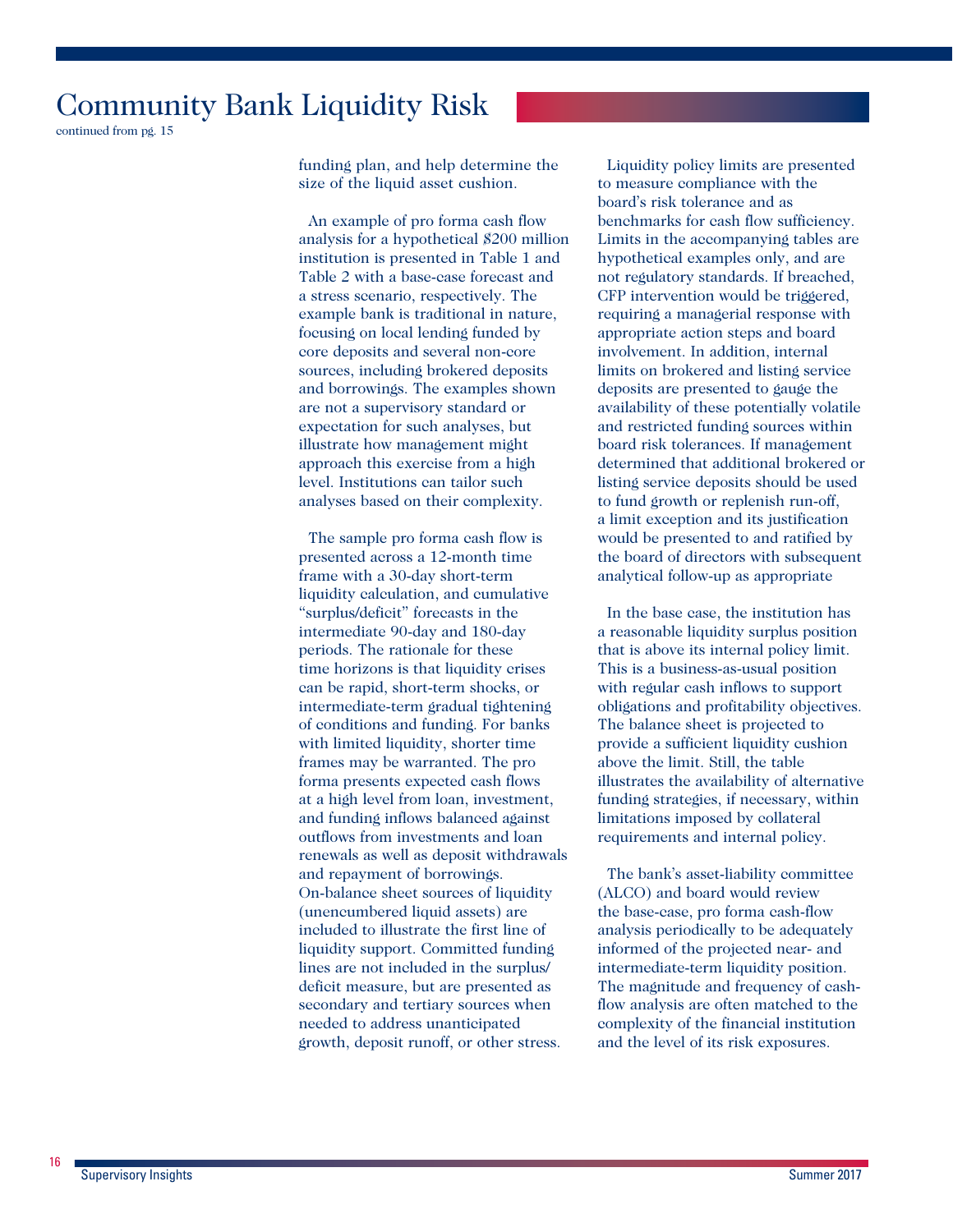# Community Bank Liquidity Risk

continued from pg. 15

funding plan, and help determine the size of the liquid asset cushion.

An example of pro forma cash flow analysis for a hypothetical $200 million institution is presented in Table 1 and Table 2 with a base-case forecast and a stress scenario, respectively. The example bank is traditional in nature, focusing on local lending funded by core deposits and several non-core sources, including brokered deposits and borrowings. The examples shown are not a supervisory standard or expectation for such analyses, but illustrate how management might approach this exercise from a high level. Institutions can tailor such analyses based on their complexity.

The sample pro forma cash flow is presented across a 12-month time frame with a 30-day short-term liquidity calculation, and cumulative "surplus/deficit" forecasts in the intermediate 90-day and 180-day periods. The rationale for these time horizons is that liquidity crises can be rapid, short-term shocks, or intermediate-term gradual tightening of conditions and funding. For banks with limited liquidity, shorter time frames may be warranted. The pro forma presents expected cash flows at a high level from loan, investment, and funding inflows balanced against outflows from investments and loan renewals as well as deposit withdrawals and repayment of borrowings. On-balance sheet sources of liquidity (unencumbered liquid assets) are included to illustrate the first line of liquidity support. Committed funding lines are not included in the surplus/deficit measure, but are presented as secondary and tertiary sources when needed to address unanticipated growth, deposit runoff, or other stress.

Liquidity policy limits are presented to measure compliance with the board's risk tolerance and as benchmarks for cash flow sufficiency. Limits in the accompanying tables are hypothetical examples only, and are not regulatory standards. If breached, CFP intervention would be triggered, requiring a managerial response with appropriate action steps and board involvement. In addition, internal limits on brokered and listing service deposits are presented to gauge the availability of these potentially volatile and restricted funding sources within board risk tolerances. If management determined that additional brokered or listing service deposits should be used to fund growth or replenish run-off, a limit exception and its justification would be presented to and ratified by the board of directors with subsequent analytical follow-up as appropriate

In the base case, the institution has a reasonable liquidity surplus position that is above its internal policy limit. This is a business-as-usual position with regular cash inflows to support obligations and profitability objectives. The balance sheet is projected to provide a sufficient liquidity cushion above the limit. Still, the table illustrates the availability of alternative funding strategies, if necessary, within limitations imposed by collateral requirements and internal policy.

The bank's asset-liability committee (ALCO) and board would review the base-case, pro forma cash-flow analysis periodically to be adequately informed of the projected near- and intermediate-term liquidity position. The magnitude and frequency of cash-flow analysis are often matched to the complexity of the financial institution and the level of its risk exposures.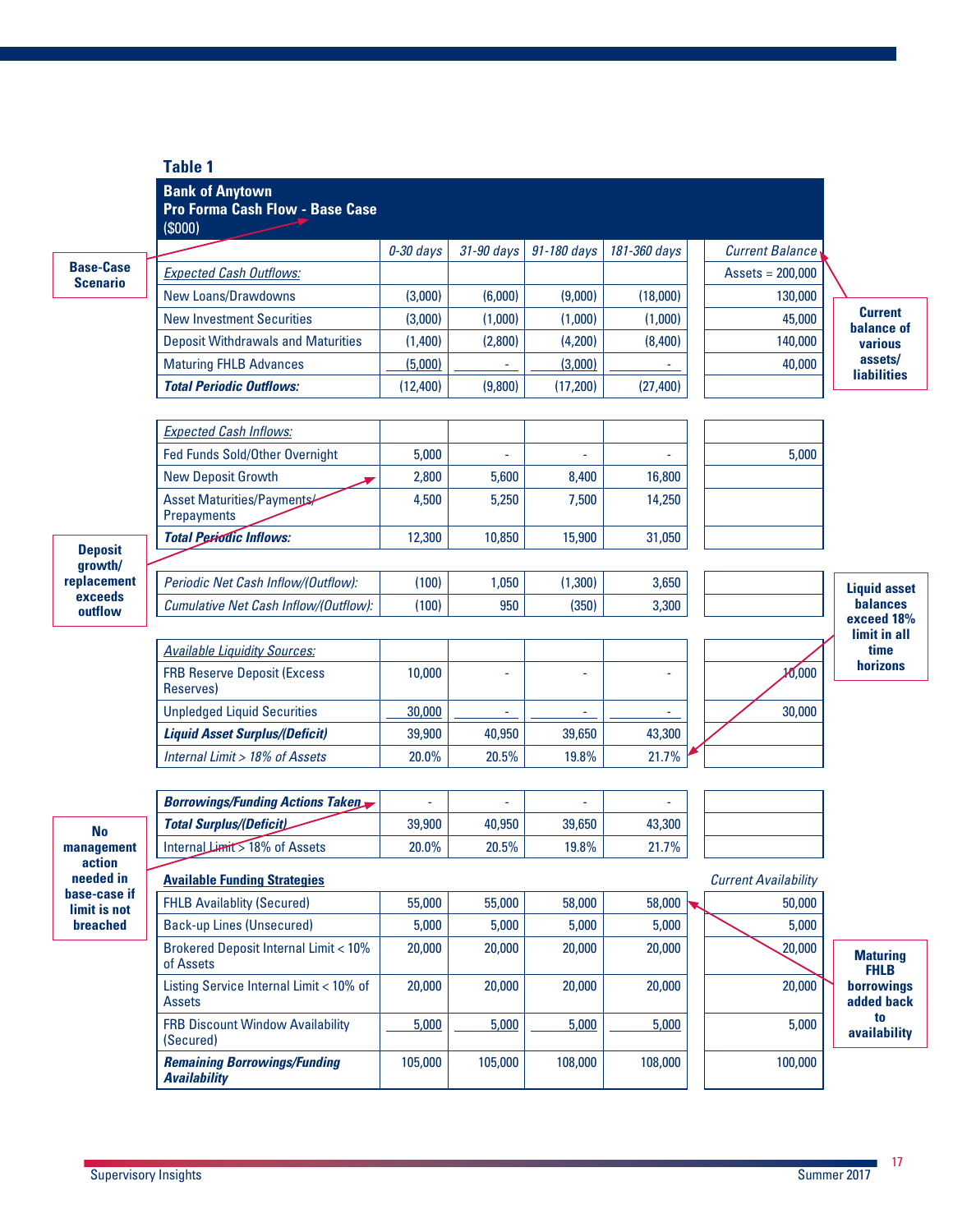**Table 1**

**Bank of Anytown**
**Pro Forma Cash Flow - Base Case**
($000)

| | 0-30 days | 31-90 days | 91-180 days | 181-360 days | Current Balance |
|---|---|---|---|---|---|
| *Expected Cash Outflows:* | | | | | Assets = 200,000 |
| New Loans/Drawdowns | (3,000) | (6,000) | (9,000) | (18,000) | 130,000 |
| New Investment Securities | (3,000) | (1,000) | (1,000) | (1,000) | 45,000 |
| Deposit Withdrawals and Maturities | (1,400) | (2,800) | (4,200) | (8,400) | 140,000 |
| Maturing FHLB Advances | (5,000) | - | (3,000) | - | 40,000 |
| ***Total Periodic Outflows:*** | (12,400) | (9,800) | (17,200) | (27,400) | |
| *Expected Cash Inflows:* | | | | | |
| Fed Funds Sold/Other Overnight | 5,000 | - | - | - | 5,000 |
| New Deposit Growth | 2,800 | 5,600 | 8,400 | 16,800 | |
| Asset Maturities/Payments/ Prepayments | 4,500 | 5,250 | 7,500 | 14,250 | |
| ***Total Periodic Inflows:*** | 12,300 | 10,850 | 15,900 | 31,050 | |
| *Periodic Net Cash Inflow/(Outflow):* | (100) | 1,050 | (1,300) | 3,650 | |
| *Cumulative Net Cash Inflow/(Outflow):* | (100) | 950 | (350) | 3,300 | |
| *Available Liquidity Sources:* | | | | | |
| FRB Reserve Deposit (Excess Reserves) | 10,000 | - | - | - | 10,000 |
| Unpledged Liquid Securities | 30,000 | - | - | - | 30,000 |
| ***Liquid Asset Surplus/(Deficit)*** | 39,900 | 40,950 | 39,650 | 43,300 | |
| *Internal Limit > 18% of Assets* | 20.0% | 20.5% | 19.8% | 21.7% | |
| ***Borrowings/Funding Actions Taken*** | - | - | - | - | |
| ***Total Surplus/(Deficit)*** | 39,900 | 40,950 | 39,650 | 43,300 | |
| Internal Limit > 18% of Assets | 20.0% | 20.5% | 19.8% | 21.7% | |
| **Available Funding Strategies** | | | | | *Current Availability* |
| FHLB Availablity (Secured) | 55,000 | 55,000 | 58,000 | 58,000 | 50,000 |
| Back-up Lines (Unsecured) | 5,000 | 5,000 | 5,000 | 5,000 | 5,000 |
| Brokered Deposit Internal Limit < 10% of Assets | 20,000 | 20,000 | 20,000 | 20,000 | 20,000 |
| Listing Service Internal Limit < 10% of Assets | 20,000 | 20,000 | 20,000 | 20,000 | 20,000 |
| FRB Discount Window Availability (Secured) | 5,000 | 5,000 | 5,000 | 5,000 | 5,000 |
| ***Remaining Borrowings/Funding Availability*** | 105,000 | 105,000 | 108,000 | 108,000 | 100,000 |

Callouts:

- **Base-Case Scenario**
- **Current balance of various assets/ liabilities**
- **Deposit growth/ replacement exceeds outflow**
- **Liquid asset balances exceed 18% limit in all time horizons**
- **No management action needed in base-case if limit is not breached**
- **Maturing FHLB borrowings added back to availability**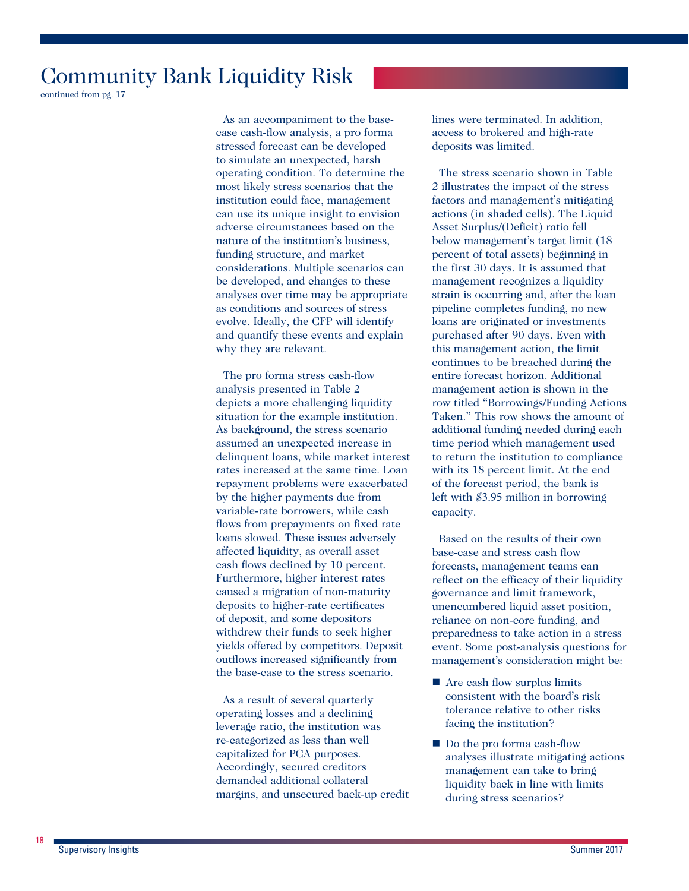# Community Bank Liquidity Risk

continued from pg. 17

As an accompaniment to the base-case cash-flow analysis, a pro forma stressed forecast can be developed to simulate an unexpected, harsh operating condition. To determine the most likely stress scenarios that the institution could face, management can use its unique insight to envision adverse circumstances based on the nature of the institution's business, funding structure, and market considerations. Multiple scenarios can be developed, and changes to these analyses over time may be appropriate as conditions and sources of stress evolve. Ideally, the CFP will identify and quantify these events and explain why they are relevant.

The pro forma stress cash-flow analysis presented in Table 2 depicts a more challenging liquidity situation for the example institution. As background, the stress scenario assumed an unexpected increase in delinquent loans, while market interest rates increased at the same time. Loan repayment problems were exacerbated by the higher payments due from variable-rate borrowers, while cash flows from prepayments on fixed rate loans slowed. These issues adversely affected liquidity, as overall asset cash flows declined by 10 percent. Furthermore, higher interest rates caused a migration of non-maturity deposits to higher-rate certificates of deposit, and some depositors withdrew their funds to seek higher yields offered by competitors. Deposit outflows increased significantly from the base-case to the stress scenario.

As a result of several quarterly operating losses and a declining leverage ratio, the institution was re-categorized as less than well capitalized for PCA purposes. Accordingly, secured creditors demanded additional collateral margins, and unsecured back-up credit lines were terminated. In addition, access to brokered and high-rate deposits was limited.

The stress scenario shown in Table 2 illustrates the impact of the stress factors and management's mitigating actions (in shaded cells). The Liquid Asset Surplus/(Deficit) ratio fell below management's target limit (18 percent of total assets) beginning in the first 30 days. It is assumed that management recognizes a liquidity strain is occurring and, after the loan pipeline completes funding, no new loans are originated or investments purchased after 90 days. Even with this management action, the limit continues to be breached during the entire forecast horizon. Additional management action is shown in the row titled "Borrowings/Funding Actions Taken." This row shows the amount of additional funding needed during each time period which management used to return the institution to compliance with its 18 percent limit. At the end of the forecast period, the bank is left with $3.95 million in borrowing capacity.

Based on the results of their own base-case and stress cash flow forecasts, management teams can reflect on the efficacy of their liquidity governance and limit framework, unencumbered liquid asset position, reliance on non-core funding, and preparedness to take action in a stress event. Some post-analysis questions for management's consideration might be:

- Are cash flow surplus limits consistent with the board's risk tolerance relative to other risks facing the institution?
- Do the pro forma cash-flow analyses illustrate mitigating actions management can take to bring liquidity back in line with limits during stress scenarios?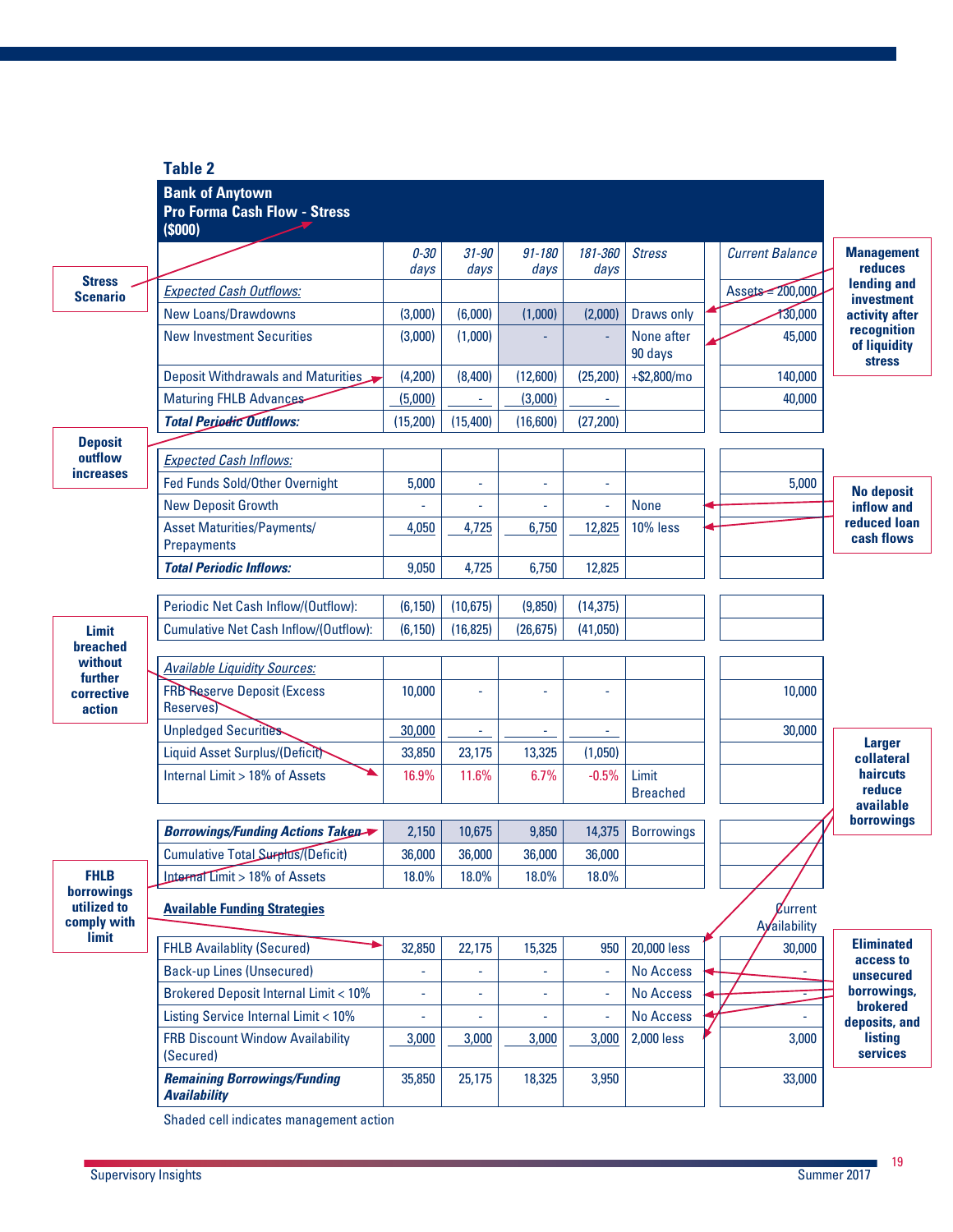**Table 2**

**Bank of Anytown**
**Pro Forma Cash Flow - Stress**
**($000)**

| | 0-30 days | 31-90 days | 91-180 days | 181-360 days | Stress | Current Balance |
|---|---|---|---|---|---|---|
| *Expected Cash Outflows:* | | | | | | Assets = 200,000 |
| New Loans/Drawdowns | (3,000) | (6,000) | (1,000) | (2,000) | Draws only | 130,000 |
| New Investment Securities | (3,000) | (1,000) | - | - | None after 90 days | 45,000 |
| Deposit Withdrawals and Maturities | (4,200) | (8,400) | (12,600) | (25,200) | +$2,800/mo | 140,000 |
| Maturing FHLB Advances | (5,000) | - | (3,000) | - | | 40,000 |
| ***Total Periodic Outflows:*** | (15,200) | (15,400) | (16,600) | (27,200) | | |
| *Expected Cash Inflows:* | | | | | | |
| Fed Funds Sold/Other Overnight | 5,000 | - | - | - | | 5,000 |
| New Deposit Growth | - | - | - | - | None | |
| Asset Maturities/Payments/ Prepayments | 4,050 | 4,725 | 6,750 | 12,825 | 10% less | |
| ***Total Periodic Inflows:*** | 9,050 | 4,725 | 6,750 | 12,825 | | |
| Periodic Net Cash Inflow/(Outflow): | (6,150) | (10,675) | (9,850) | (14,375) | | |
| Cumulative Net Cash Inflow/(Outflow): | (6,150) | (16,825) | (26,675) | (41,050) | | |
| *Available Liquidity Sources:* | | | | | | |
| FRB Reserve Deposit (Excess Reserves) | 10,000 | - | - | - | | 10,000 |
| Unpledged Securities | 30,000 | - | - | - | | 30,000 |
| Liquid Asset Surplus/(Deficit) | 33,850 | 23,175 | 13,325 | (1,050) | | |
| Internal Limit > 18% of Assets | 16.9% | 11.6% | 6.7% | -0.5% | Limit Breached | |
| ***Borrowings/Funding Actions Taken*** | 2,150 | 10,675 | 9,850 | 14,375 | Borrowings | |
| Cumulative Total Surplus/(Deficit) | 36,000 | 36,000 | 36,000 | 36,000 | | |
| Internal Limit > 18% of Assets | 18.0% | 18.0% | 18.0% | 18.0% | | |
| **Available Funding Strategies** | | | | | | Current Availability |
| FHLB Availablity (Secured) | 32,850 | 22,175 | 15,325 | 950 | 20,000 less | 30,000 |
| Back-up Lines (Unsecured) | - | - | - | - | No Access | - |
| Brokered Deposit Internal Limit < 10% | - | - | - | - | No Access | - |
| Listing Service Internal Limit < 10% | - | - | - | - | No Access | - |
| FRB Discount Window Availability (Secured) | 3,000 | 3,000 | 3,000 | 3,000 | 2,000 less | 3,000 |
| ***Remaining Borrowings/Funding Availability*** | 35,850 | 25,175 | 18,325 | 3,950 | | 33,000 |

Shaded cell indicates management action

Callouts:
- **Stress Scenario**
- **Deposit outflow increases**
- **Limit breached without further corrective action**
- **FHLB borrowings utilized to comply with limit**
- **Management reduces lending and investment activity after recognition of liquidity stress**
- **No deposit inflow and reduced loan cash flows**
- **Larger collateral haircuts reduce available borrowings**
- **Eliminated access to unsecured borrowings, brokered deposits, and listing services**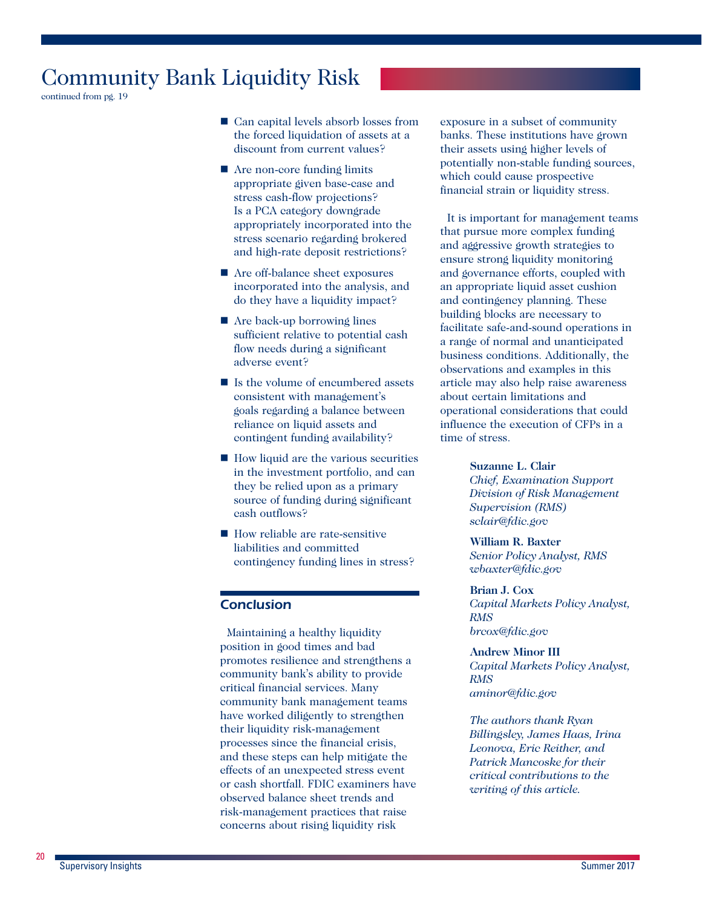# Community Bank Liquidity Risk

continued from pg. 19

- Can capital levels absorb losses from the forced liquidation of assets at a discount from current values?
- Are non-core funding limits appropriate given base-case and stress cash-flow projections? Is a PCA category downgrade appropriately incorporated into the stress scenario regarding brokered and high-rate deposit restrictions?
- Are off-balance sheet exposures incorporated into the analysis, and do they have a liquidity impact?
- Are back-up borrowing lines sufficient relative to potential cash flow needs during a significant adverse event?
- Is the volume of encumbered assets consistent with management's goals regarding a balance between reliance on liquid assets and contingent funding availability?
- How liquid are the various securities in the investment portfolio, and can they be relied upon as a primary source of funding during significant cash outflows?
- How reliable are rate-sensitive liabilities and committed contingency funding lines in stress?

## Conclusion

Maintaining a healthy liquidity position in good times and bad promotes resilience and strengthens a community bank's ability to provide critical financial services. Many community bank management teams have worked diligently to strengthen their liquidity risk-management processes since the financial crisis, and these steps can help mitigate the effects of an unexpected stress event or cash shortfall. FDIC examiners have observed balance sheet trends and risk-management practices that raise concerns about rising liquidity risk exposure in a subset of community banks. These institutions have grown their assets using higher levels of potentially non-stable funding sources, which could cause prospective financial strain or liquidity stress.

It is important for management teams that pursue more complex funding and aggressive growth strategies to ensure strong liquidity monitoring and governance efforts, coupled with an appropriate liquid asset cushion and contingency planning. These building blocks are necessary to facilitate safe-and-sound operations in a range of normal and unanticipated business conditions. Additionally, the observations and examples in this article may also help raise awareness about certain limitations and operational considerations that could influence the execution of CFPs in a time of stress.

**Suzanne L. Clair**
*Chief, Examination Support Division of Risk Management Supervision (RMS)*
*sclair@fdic.gov*

**William R. Baxter**
*Senior Policy Analyst, RMS*
*wbaxter@fdic.gov*

**Brian J. Cox**
*Capital Markets Policy Analyst, RMS*
*brcox@fdic.gov*

**Andrew Minor III**
*Capital Markets Policy Analyst, RMS*
*aminor@fdic.gov*

*The authors thank Ryan Billingsley, James Haas, Irina Leonova, Eric Reither, and Patrick Mancoske for their critical contributions to the writing of this article.*